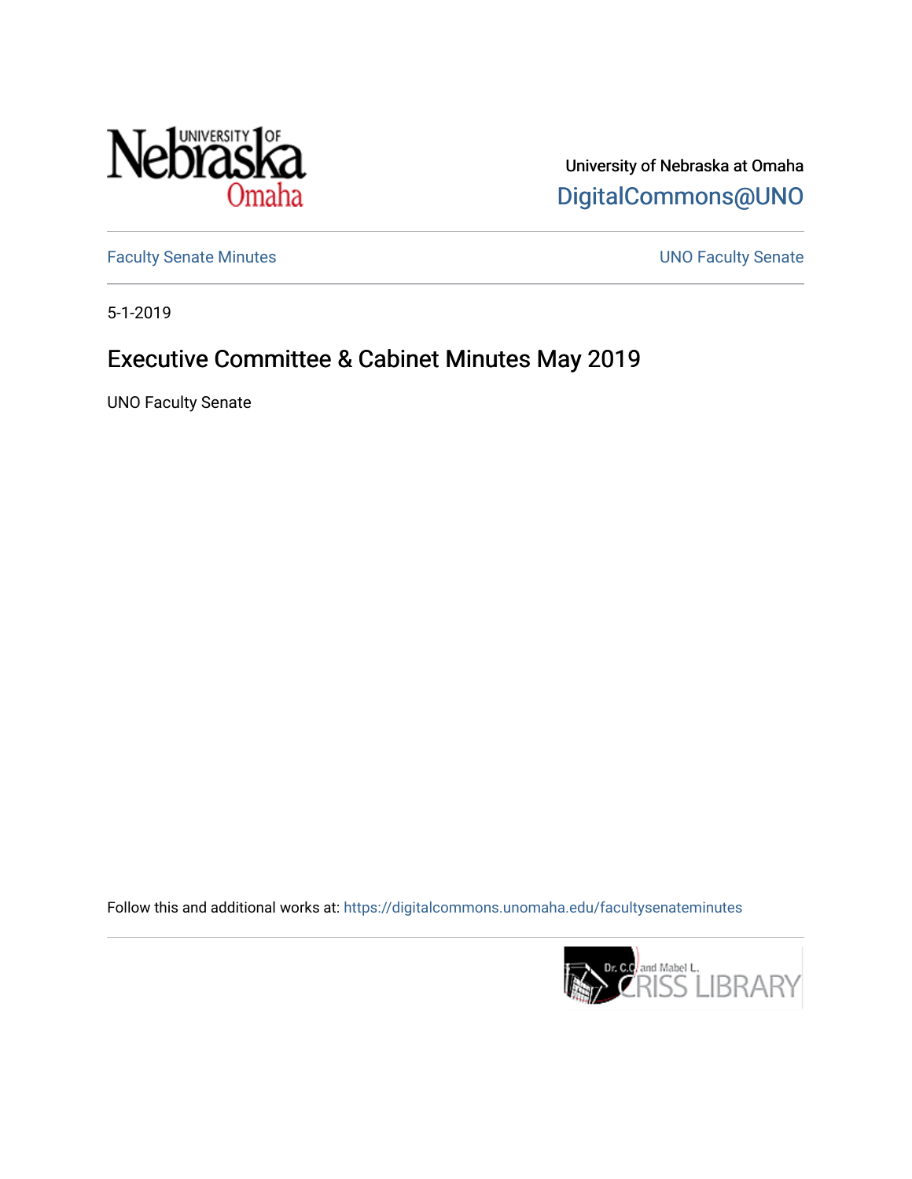University of Nebraska at Omaha

DigitalCommons@UNO

Faculty Senate Minutes

UNO Faculty Senate

5-1-2019

# Executive Committee & Cabinet Minutes May 2019

UNO Faculty Senate

Follow this and additional works at: https://digitalcommons.unomaha.edu/facultysenateminutes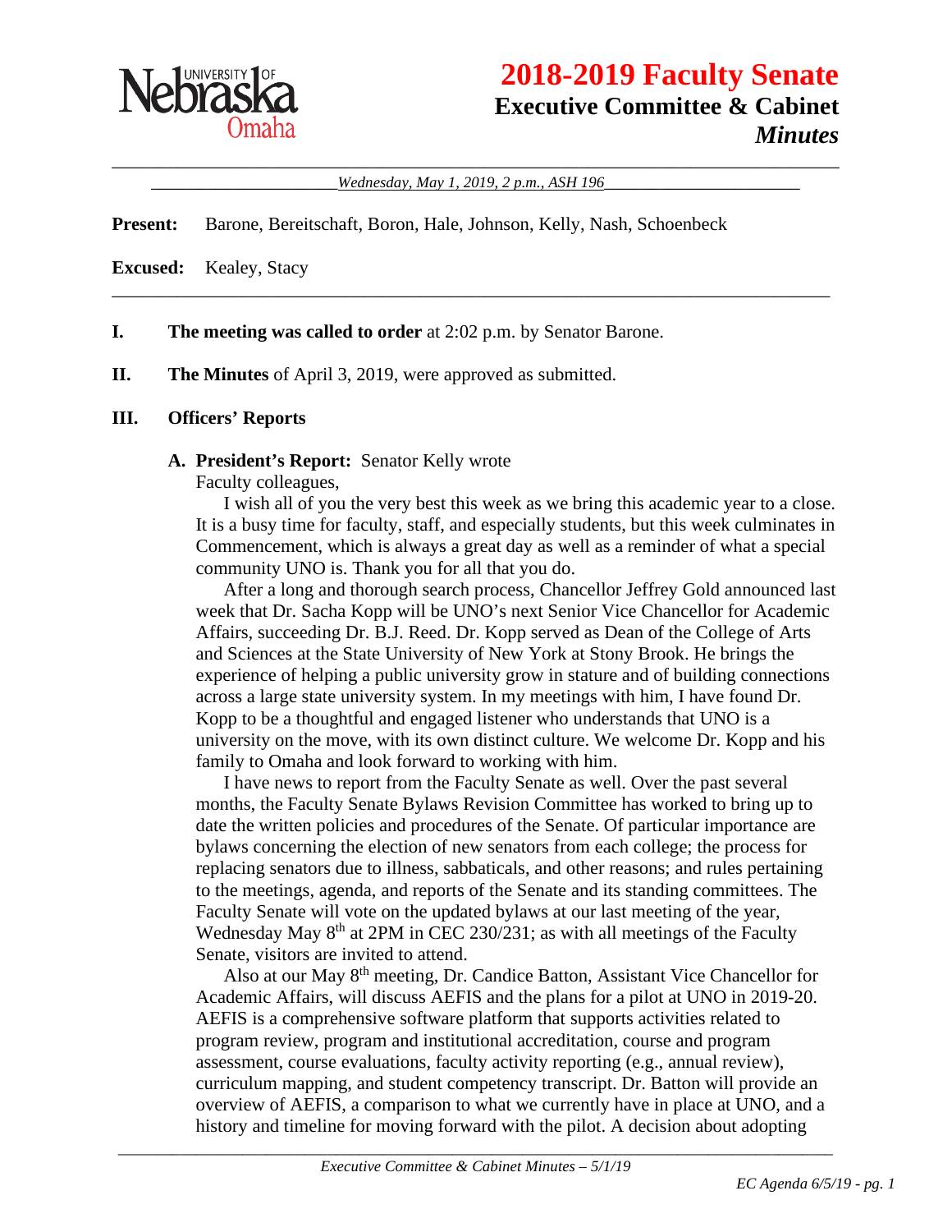# 2018-2019 Faculty Senate

## Executive Committee & Cabinet

### *Minutes*

*Wednesday, May 1, 2019, 2 p.m., ASH 196*

**Present:** Barone, Bereitschaft, Boron, Hale, Johnson, Kelly, Nash, Schoenbeck

**Excused:** Kealey, Stacy

---

**I. The meeting was called to order** at 2:02 p.m. by Senator Barone.

**II. The Minutes** of April 3, 2019, were approved as submitted.

**III. Officers' Reports**

**A. President's Report:** Senator Kelly wrote

Faculty colleagues,

I wish all of you the very best this week as we bring this academic year to a close. It is a busy time for faculty, staff, and especially students, but this week culminates in Commencement, which is always a great day as well as a reminder of what a special community UNO is. Thank you for all that you do.

After a long and thorough search process, Chancellor Jeffrey Gold announced last week that Dr. Sacha Kopp will be UNO's next Senior Vice Chancellor for Academic Affairs, succeeding Dr. B.J. Reed. Dr. Kopp served as Dean of the College of Arts and Sciences at the State University of New York at Stony Brook. He brings the experience of helping a public university grow in stature and of building connections across a large state university system. In my meetings with him, I have found Dr. Kopp to be a thoughtful and engaged listener who understands that UNO is a university on the move, with its own distinct culture. We welcome Dr. Kopp and his family to Omaha and look forward to working with him.

I have news to report from the Faculty Senate as well. Over the past several months, the Faculty Senate Bylaws Revision Committee has worked to bring up to date the written policies and procedures of the Senate. Of particular importance are bylaws concerning the election of new senators from each college; the process for replacing senators due to illness, sabbaticals, and other reasons; and rules pertaining to the meetings, agenda, and reports of the Senate and its standing committees. The Faculty Senate will vote on the updated bylaws at our last meeting of the year, Wednesday May 8th at 2PM in CEC 230/231; as with all meetings of the Faculty Senate, visitors are invited to attend.

Also at our May 8th meeting, Dr. Candice Batton, Assistant Vice Chancellor for Academic Affairs, will discuss AEFIS and the plans for a pilot at UNO in 2019-20. AEFIS is a comprehensive software platform that supports activities related to program review, program and institutional accreditation, course and program assessment, course evaluations, faculty activity reporting (e.g., annual review), curriculum mapping, and student competency transcript. Dr. Batton will provide an overview of AEFIS, a comparison to what we currently have in place at UNO, and a history and timeline for moving forward with the pilot. A decision about adopting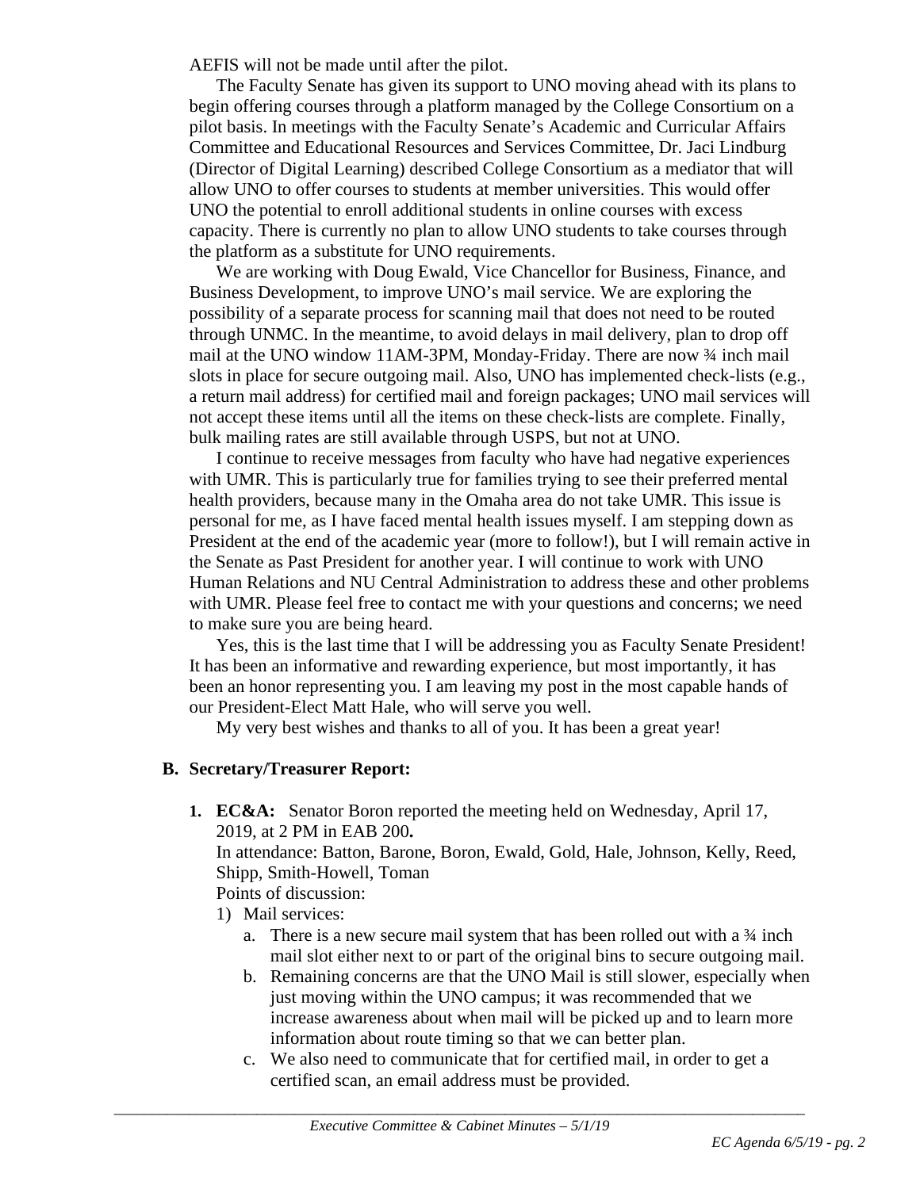AEFIS will not be made until after the pilot.

The Faculty Senate has given its support to UNO moving ahead with its plans to begin offering courses through a platform managed by the College Consortium on a pilot basis. In meetings with the Faculty Senate's Academic and Curricular Affairs Committee and Educational Resources and Services Committee, Dr. Jaci Lindburg (Director of Digital Learning) described College Consortium as a mediator that will allow UNO to offer courses to students at member universities. This would offer UNO the potential to enroll additional students in online courses with excess capacity. There is currently no plan to allow UNO students to take courses through the platform as a substitute for UNO requirements.

We are working with Doug Ewald, Vice Chancellor for Business, Finance, and Business Development, to improve UNO's mail service. We are exploring the possibility of a separate process for scanning mail that does not need to be routed through UNMC. In the meantime, to avoid delays in mail delivery, plan to drop off mail at the UNO window 11AM-3PM, Monday-Friday. There are now ¾ inch mail slots in place for secure outgoing mail. Also, UNO has implemented check-lists (e.g., a return mail address) for certified mail and foreign packages; UNO mail services will not accept these items until all the items on these check-lists are complete. Finally, bulk mailing rates are still available through USPS, but not at UNO.

I continue to receive messages from faculty who have had negative experiences with UMR. This is particularly true for families trying to see their preferred mental health providers, because many in the Omaha area do not take UMR. This issue is personal for me, as I have faced mental health issues myself. I am stepping down as President at the end of the academic year (more to follow!), but I will remain active in the Senate as Past President for another year. I will continue to work with UNO Human Relations and NU Central Administration to address these and other problems with UMR. Please feel free to contact me with your questions and concerns; we need to make sure you are being heard.

Yes, this is the last time that I will be addressing you as Faculty Senate President! It has been an informative and rewarding experience, but most importantly, it has been an honor representing you. I am leaving my post in the most capable hands of our President-Elect Matt Hale, who will serve you well.

My very best wishes and thanks to all of you. It has been a great year!

## B. Secretary/Treasurer Report:

1. **EC&A:** Senator Boron reported the meeting held on Wednesday, April 17, 2019, at 2 PM in EAB 200**.**
   In attendance: Batton, Barone, Boron, Ewald, Gold, Hale, Johnson, Kelly, Reed, Shipp, Smith-Howell, Toman
   Points of discussion:
   1) Mail services:
      a. There is a new secure mail system that has been rolled out with a ¾ inch mail slot either next to or part of the original bins to secure outgoing mail.
      b. Remaining concerns are that the UNO Mail is still slower, especially when just moving within the UNO campus; it was recommended that we increase awareness about when mail will be picked up and to learn more information about route timing so that we can better plan.
      c. We also need to communicate that for certified mail, in order to get a certified scan, an email address must be provided.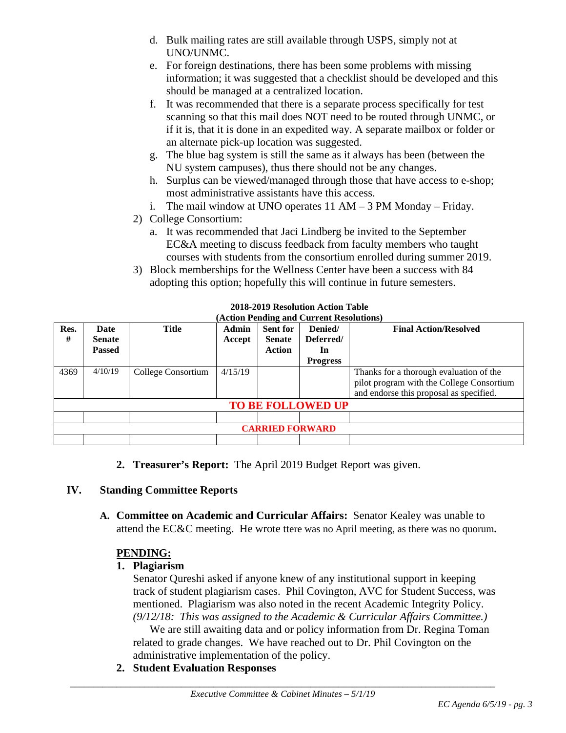d. Bulk mailing rates are still available through USPS, simply not at UNO/UNMC.
e. For foreign destinations, there has been some problems with missing information; it was suggested that a checklist should be developed and this should be managed at a centralized location.
f. It was recommended that there is a separate process specifically for test scanning so that this mail does NOT need to be routed through UNMC, or if it is, that it is done in an expedited way. A separate mailbox or folder or an alternate pick-up location was suggested.
g. The blue bag system is still the same as it always has been (between the NU system campuses), thus there should not be any changes.
h. Surplus can be viewed/managed through those that have access to e-shop; most administrative assistants have this access.
i. The mail window at UNO operates 11 AM – 3 PM Monday – Friday.

2) College Consortium:
   a. It was recommended that Jaci Lindberg be invited to the September EC&A meeting to discuss feedback from faculty members who taught courses with students from the consortium enrolled during summer 2019.
3) Block memberships for the Wellness Center have been a success with 84 adopting this option; hopefully this will continue in future semesters.

**2018-2019 Resolution Action Table**
**(Action Pending and Current Resolutions)**

| Res. # | Date Senate Passed | Title | Admin Accept | Sent for Senate Action | Denied/ Deferred/ In Progress | Final Action/Resolved |
|---|---|---|---|---|---|---|
| 4369 | 4/10/19 | College Consortium | 4/15/19 | | | Thanks for a thorough evaluation of the pilot program with the College Consortium and endorse this proposal as specified. |
| **TO BE FOLLOWED UP** | | | | | | |
| | | | | | | |
| **CARRIED FORWARD** | | | | | | |
| | | | | | | |

**2. Treasurer's Report:** The April 2019 Budget Report was given.

## IV. Standing Committee Reports

**A. Committee on Academic and Curricular Affairs:** Senator Kealey was unable to attend the EC&C meeting. He wrote ttere was no April meeting, as there was no quorum**.**

**PENDING:**

**1. Plagiarism**

Senator Qureshi asked if anyone knew of any institutional support in keeping track of student plagiarism cases. Phil Covington, AVC for Student Success, was mentioned. Plagiarism was also noted in the recent Academic Integrity Policy. *(9/12/18: This was assigned to the Academic & Curricular Affairs Committee.)*

We are still awaiting data and or policy information from Dr. Regina Toman related to grade changes. We have reached out to Dr. Phil Covington on the administrative implementation of the policy.

**2. Student Evaluation Responses**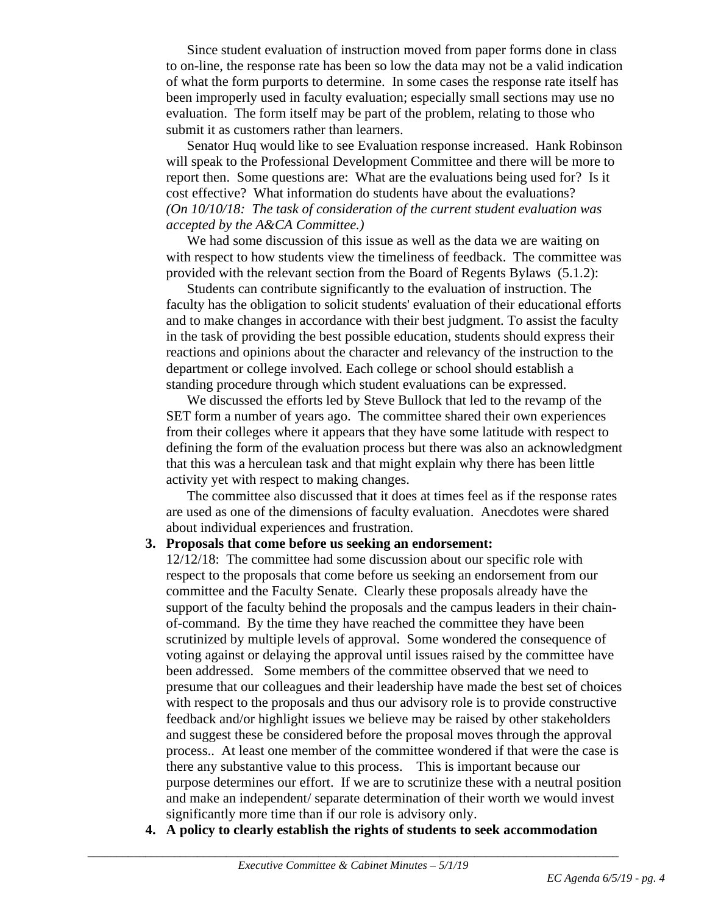Since student evaluation of instruction moved from paper forms done in class to on-line, the response rate has been so low the data may not be a valid indication of what the form purports to determine. In some cases the response rate itself has been improperly used in faculty evaluation; especially small sections may use no evaluation. The form itself may be part of the problem, relating to those who submit it as customers rather than learners.

Senator Huq would like to see Evaluation response increased. Hank Robinson will speak to the Professional Development Committee and there will be more to report then. Some questions are: What are the evaluations being used for? Is it cost effective? What information do students have about the evaluations? *(On 10/10/18: The task of consideration of the current student evaluation was accepted by the A&CA Committee.)*

We had some discussion of this issue as well as the data we are waiting on with respect to how students view the timeliness of feedback. The committee was provided with the relevant section from the Board of Regents Bylaws (5.1.2):

Students can contribute significantly to the evaluation of instruction. The faculty has the obligation to solicit students' evaluation of their educational efforts and to make changes in accordance with their best judgment. To assist the faculty in the task of providing the best possible education, students should express their reactions and opinions about the character and relevancy of the instruction to the department or college involved. Each college or school should establish a standing procedure through which student evaluations can be expressed.

We discussed the efforts led by Steve Bullock that led to the revamp of the SET form a number of years ago. The committee shared their own experiences from their colleges where it appears that they have some latitude with respect to defining the form of the evaluation process but there was also an acknowledgment that this was a herculean task and that might explain why there has been little activity yet with respect to making changes.

The committee also discussed that it does at times feel as if the response rates are used as one of the dimensions of faculty evaluation. Anecdotes were shared about individual experiences and frustration.

3. **Proposals that come before us seeking an endorsement:**
12/12/18: The committee had some discussion about our specific role with respect to the proposals that come before us seeking an endorsement from our committee and the Faculty Senate. Clearly these proposals already have the support of the faculty behind the proposals and the campus leaders in their chain-of-command. By the time they have reached the committee they have been scrutinized by multiple levels of approval. Some wondered the consequence of voting against or delaying the approval until issues raised by the committee have been addressed. Some members of the committee observed that we need to presume that our colleagues and their leadership have made the best set of choices with respect to the proposals and thus our advisory role is to provide constructive feedback and/or highlight issues we believe may be raised by other stakeholders and suggest these be considered before the proposal moves through the approval process.. At least one member of the committee wondered if that were the case is there any substantive value to this process. This is important because our purpose determines our effort. If we are to scrutinize these with a neutral position and make an independent/ separate determination of their worth we would invest significantly more time than if our role is advisory only.
4. **A policy to clearly establish the rights of students to seek accommodation**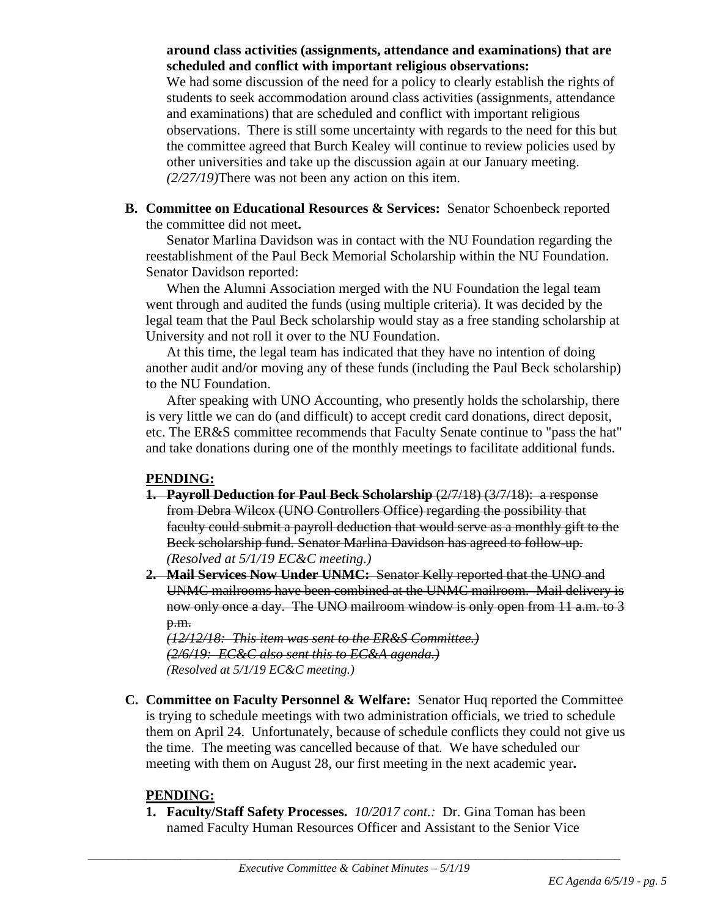**around class activities (assignments, attendance and examinations) that are scheduled and conflict with important religious observations:**
We had some discussion of the need for a policy to clearly establish the rights of students to seek accommodation around class activities (assignments, attendance and examinations) that are scheduled and conflict with important religious observations. There is still some uncertainty with regards to the need for this but the committee agreed that Burch Kealey will continue to review policies used by other universities and take up the discussion again at our January meeting. *(2/27/19)*There was not been any action on this item.

**B. Committee on Educational Resources & Services:** Senator Schoenbeck reported the committee did not meet**.**

Senator Marlina Davidson was in contact with the NU Foundation regarding the reestablishment of the Paul Beck Memorial Scholarship within the NU Foundation. Senator Davidson reported:

When the Alumni Association merged with the NU Foundation the legal team went through and audited the funds (using multiple criteria). It was decided by the legal team that the Paul Beck scholarship would stay as a free standing scholarship at University and not roll it over to the NU Foundation.

At this time, the legal team has indicated that they have no intention of doing another audit and/or moving any of these funds (including the Paul Beck scholarship) to the NU Foundation.

After speaking with UNO Accounting, who presently holds the scholarship, there is very little we can do (and difficult) to accept credit card donations, direct deposit, etc. The ER&S committee recommends that Faculty Senate continue to "pass the hat" and take donations during one of the monthly meetings to facilitate additional funds.

**PENDING:**

1. ~~**Payroll Deduction for Paul Beck Scholarship** (2/7/18) (3/7/18): a response from Debra Wilcox (UNO Controllers Office) regarding the possibility that faculty could submit a payroll deduction that would serve as a monthly gift to the Beck scholarship fund. Senator Marlina Davidson has agreed to follow-up.~~ *(Resolved at 5/1/19 EC&C meeting.)*
2. ~~**Mail Services Now Under UNMC:** Senator Kelly reported that the UNO and UNMC mailrooms have been combined at the UNMC mailroom. Mail delivery is now only once a day. The UNO mailroom window is only open from 11 a.m. to 3 p.m.~~
~~*(12/12/18: This item was sent to the ER&S Committee.)*~~
~~*(2/6/19: EC&C also sent this to EC&A agenda.)*~~
*(Resolved at 5/1/19 EC&C meeting.)*

**C. Committee on Faculty Personnel & Welfare:** Senator Huq reported the Committee is trying to schedule meetings with two administration officials, we tried to schedule them on April 24. Unfortunately, because of schedule conflicts they could not give us the time. The meeting was cancelled because of that. We have scheduled our meeting with them on August 28, our first meeting in the next academic year**.**

**PENDING:**

1. **Faculty/Staff Safety Processes.** *10/2017 cont.:* Dr. Gina Toman has been named Faculty Human Resources Officer and Assistant to the Senior Vice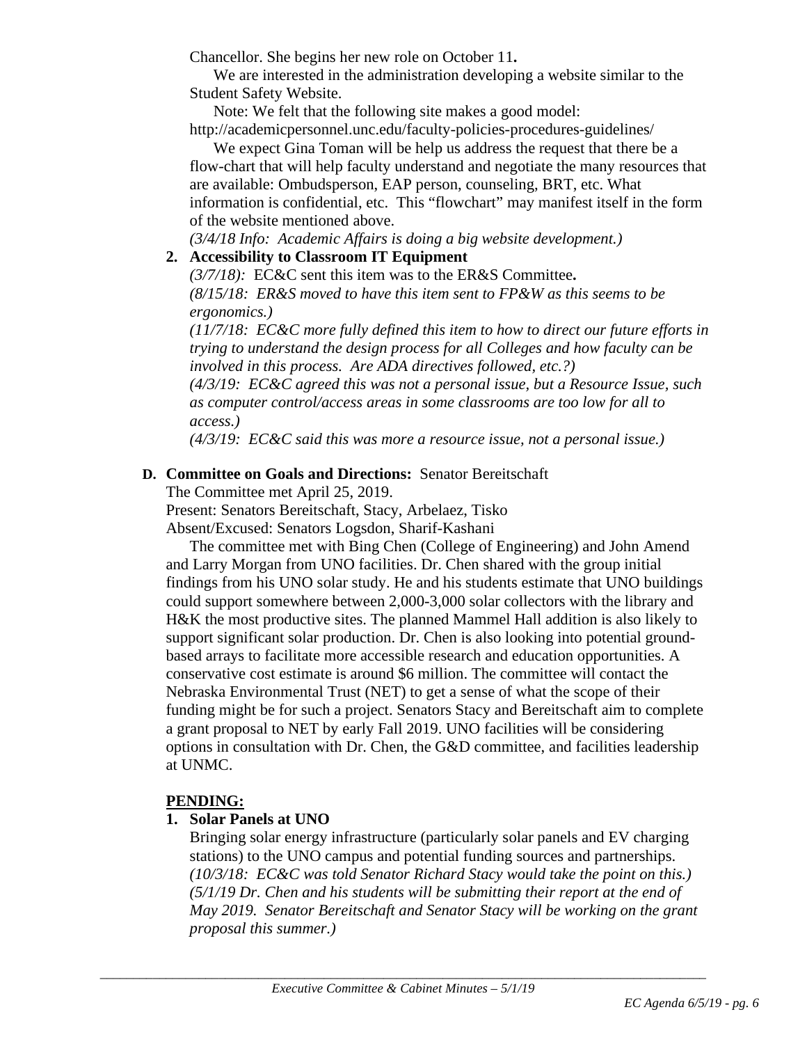Chancellor. She begins her new role on October 11**.**

We are interested in the administration developing a website similar to the Student Safety Website.

Note: We felt that the following site makes a good model: http://academicpersonnel.unc.edu/faculty-policies-procedures-guidelines/

We expect Gina Toman will be help us address the request that there be a flow-chart that will help faculty understand and negotiate the many resources that are available: Ombudsperson, EAP person, counseling, BRT, etc. What information is confidential, etc. This "flowchart" may manifest itself in the form of the website mentioned above.

*(3/4/18 Info: Academic Affairs is doing a big website development.)*

2. **Accessibility to Classroom IT Equipment**

   *(3/7/18):* EC&C sent this item was to the ER&S Committee**.**

   *(8/15/18: ER&S moved to have this item sent to FP&W as this seems to be ergonomics.)*

   *(11/7/18: EC&C more fully defined this item to how to direct our future efforts in trying to understand the design process for all Colleges and how faculty can be involved in this process. Are ADA directives followed, etc.?)*

   *(4/3/19: EC&C agreed this was not a personal issue, but a Resource Issue, such as computer control/access areas in some classrooms are too low for all to access.)*

   *(4/3/19: EC&C said this was more a resource issue, not a personal issue.)*

**D. Committee on Goals and Directions:** Senator Bereitschaft

The Committee met April 25, 2019.

Present: Senators Bereitschaft, Stacy, Arbelaez, Tisko

Absent/Excused: Senators Logsdon, Sharif-Kashani

The committee met with Bing Chen (College of Engineering) and John Amend and Larry Morgan from UNO facilities. Dr. Chen shared with the group initial findings from his UNO solar study. He and his students estimate that UNO buildings could support somewhere between 2,000-3,000 solar collectors with the library and H&K the most productive sites. The planned Mammel Hall addition is also likely to support significant solar production. Dr. Chen is also looking into potential ground-based arrays to facilitate more accessible research and education opportunities. A conservative cost estimate is around $6 million. The committee will contact the Nebraska Environmental Trust (NET) to get a sense of what the scope of their funding might be for such a project. Senators Stacy and Bereitschaft aim to complete a grant proposal to NET by early Fall 2019. UNO facilities will be considering options in consultation with Dr. Chen, the G&D committee, and facilities leadership at UNMC.

**PENDING:**

1. **Solar Panels at UNO**

   Bringing solar energy infrastructure (particularly solar panels and EV charging stations) to the UNO campus and potential funding sources and partnerships.

   *(10/3/18: EC&C was told Senator Richard Stacy would take the point on this.)*

   *(5/1/19 Dr. Chen and his students will be submitting their report at the end of May 2019. Senator Bereitschaft and Senator Stacy will be working on the grant proposal this summer.)*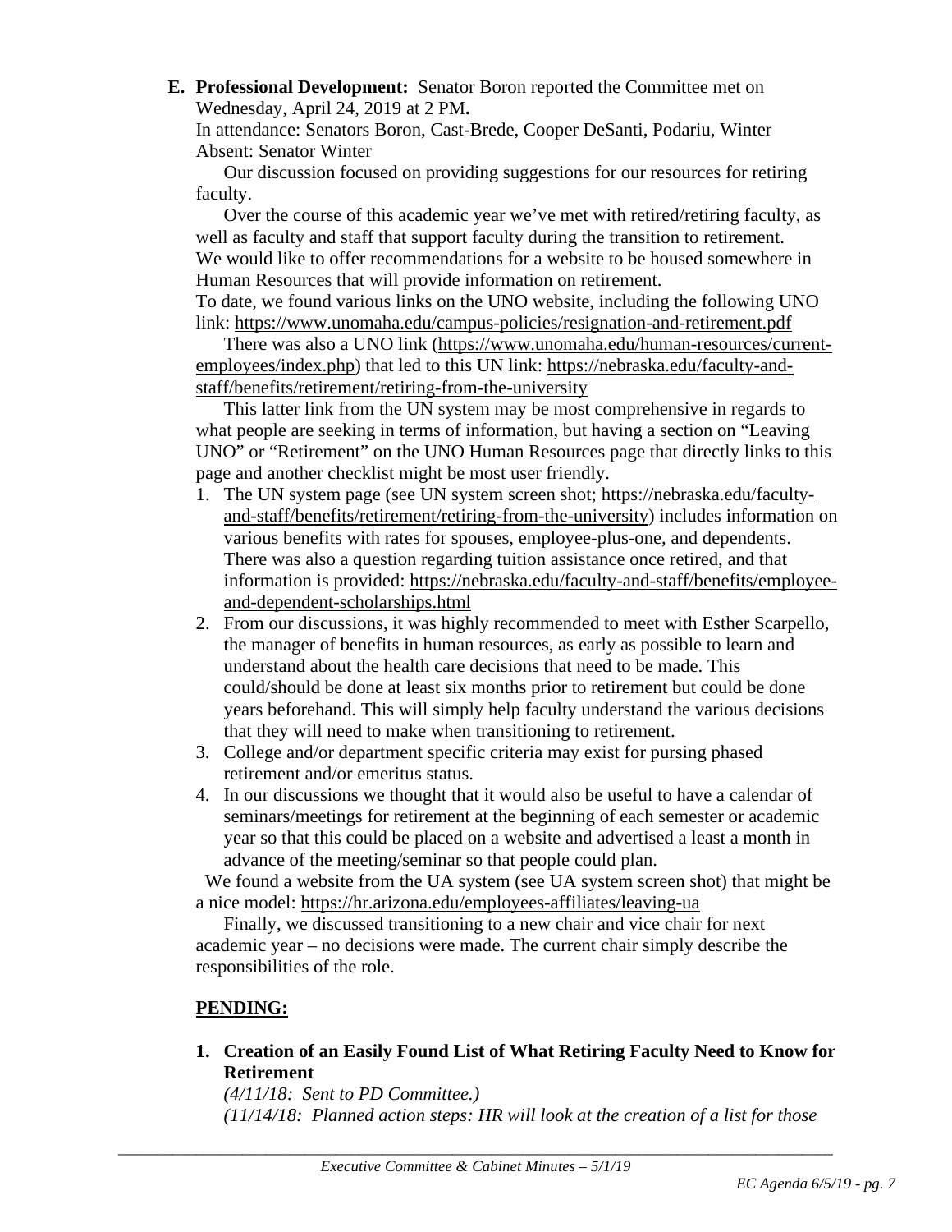**E. Professional Development:** Senator Boron reported the Committee met on Wednesday, April 24, 2019 at 2 PM**.**

In attendance: Senators Boron, Cast-Brede, Cooper DeSanti, Podariu, Winter
Absent: Senator Winter

Our discussion focused on providing suggestions for our resources for retiring faculty.

Over the course of this academic year we've met with retired/retiring faculty, as well as faculty and staff that support faculty during the transition to retirement. We would like to offer recommendations for a website to be housed somewhere in Human Resources that will provide information on retirement.

To date, we found various links on the UNO website, including the following UNO link: https://www.unomaha.edu/campus-policies/resignation-and-retirement.pdf

There was also a UNO link (https://www.unomaha.edu/human-resources/current-employees/index.php) that led to this UN link: https://nebraska.edu/faculty-and-staff/benefits/retirement/retiring-from-the-university

This latter link from the UN system may be most comprehensive in regards to what people are seeking in terms of information, but having a section on "Leaving UNO" or "Retirement" on the UNO Human Resources page that directly links to this page and another checklist might be most user friendly.

1. The UN system page (see UN system screen shot; https://nebraska.edu/faculty-and-staff/benefits/retirement/retiring-from-the-university) includes information on various benefits with rates for spouses, employee-plus-one, and dependents. There was also a question regarding tuition assistance once retired, and that information is provided: https://nebraska.edu/faculty-and-staff/benefits/employee-and-dependent-scholarships.html
2. From our discussions, it was highly recommended to meet with Esther Scarpello, the manager of benefits in human resources, as early as possible to learn and understand about the health care decisions that need to be made. This could/should be done at least six months prior to retirement but could be done years beforehand. This will simply help faculty understand the various decisions that they will need to make when transitioning to retirement.
3. College and/or department specific criteria may exist for pursing phased retirement and/or emeritus status.
4. In our discussions we thought that it would also be useful to have a calendar of seminars/meetings for retirement at the beginning of each semester or academic year so that this could be placed on a website and advertised a least a month in advance of the meeting/seminar so that people could plan.

We found a website from the UA system (see UA system screen shot) that might be a nice model: https://hr.arizona.edu/employees-affiliates/leaving-ua

Finally, we discussed transitioning to a new chair and vice chair for next academic year – no decisions were made. The current chair simply describe the responsibilities of the role.

**PENDING:**

**1. Creation of an Easily Found List of What Retiring Faculty Need to Know for Retirement**

*(4/11/18: Sent to PD Committee.)*
*(11/14/18: Planned action steps: HR will look at the creation of a list for those*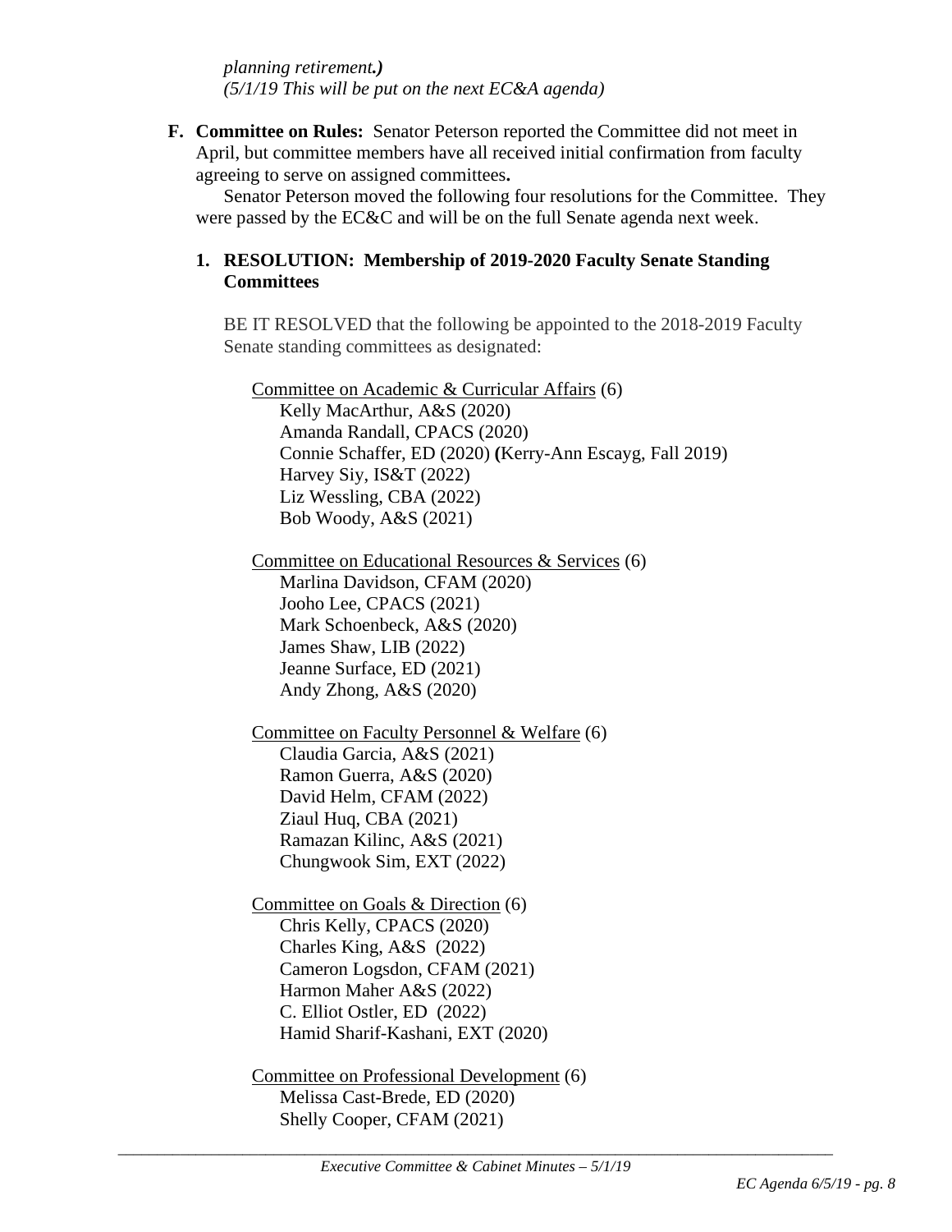*planning retirement.)*
*(5/1/19 This will be put on the next EC&A agenda)*

**F. Committee on Rules:** Senator Peterson reported the Committee did not meet in April, but committee members have all received initial confirmation from faculty agreeing to serve on assigned committees**.**

Senator Peterson moved the following four resolutions for the Committee. They were passed by the EC&C and will be on the full Senate agenda next week.

**1. RESOLUTION: Membership of 2019-2020 Faculty Senate Standing Committees**

BE IT RESOLVED that the following be appointed to the 2018-2019 Faculty Senate standing committees as designated:

Committee on Academic & Curricular Affairs (6)
Kelly MacArthur, A&S (2020)
Amanda Randall, CPACS (2020)
Connie Schaffer, ED (2020) **(**Kerry-Ann Escayg, Fall 2019)
Harvey Siy, IS&T (2022)
Liz Wessling, CBA (2022)
Bob Woody, A&S (2021)

Committee on Educational Resources & Services (6)
Marlina Davidson, CFAM (2020)
Jooho Lee, CPACS (2021)
Mark Schoenbeck, A&S (2020)
James Shaw, LIB (2022)
Jeanne Surface, ED (2021)
Andy Zhong, A&S (2020)

Committee on Faculty Personnel & Welfare (6)
Claudia Garcia, A&S (2021)
Ramon Guerra, A&S (2020)
David Helm, CFAM (2022)
Ziaul Huq, CBA (2021)
Ramazan Kilinc, A&S (2021)
Chungwook Sim, EXT (2022)

Committee on Goals & Direction (6)
Chris Kelly, CPACS (2020)
Charles King, A&S (2022)
Cameron Logsdon, CFAM (2021)
Harmon Maher A&S (2022)
C. Elliot Ostler, ED (2022)
Hamid Sharif-Kashani, EXT (2020)

Committee on Professional Development (6)
Melissa Cast-Brede, ED (2020)
Shelly Cooper, CFAM (2021)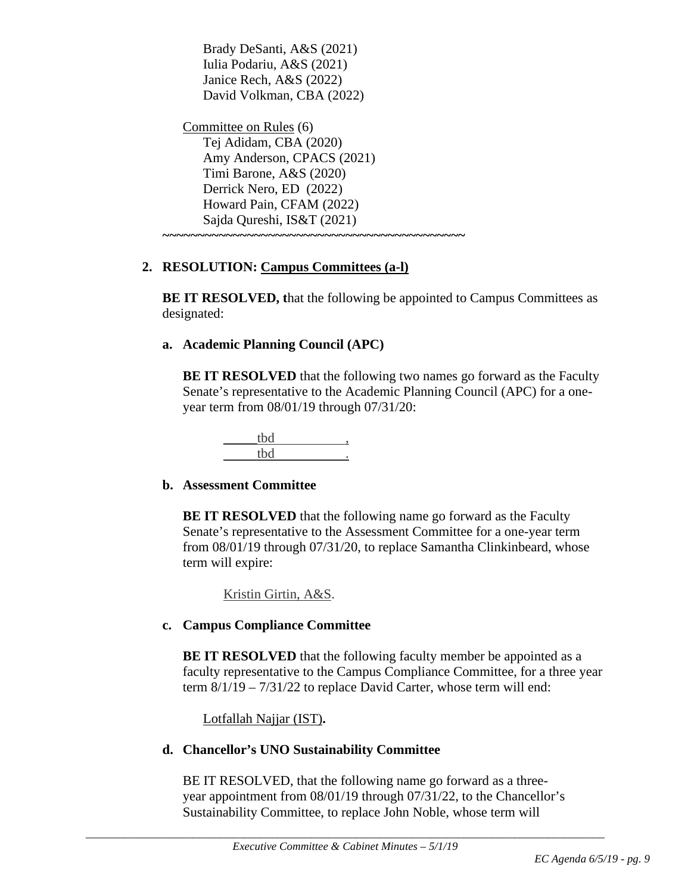Brady DeSanti, A&S (2021)
Iulia Podariu, A&S (2021)
Janice Rech, A&S (2022)
David Volkman, CBA (2022)

Committee on Rules (6)
Tej Adidam, CBA (2020)
Amy Anderson, CPACS (2021)
Timi Barone, A&S (2020)
Derrick Nero, ED (2022)
Howard Pain, CFAM (2022)
Sajda Qureshi, IS&T (2021)

~~~~~~~~~~~~~~~~~~~~~~~~~~~~~~~~~~~~~~~~~~~~~~

**2. RESOLUTION: Campus Committees (a-l)**

**BE IT RESOLVED, t**hat the following be appointed to Campus Committees as designated:

**a. Academic Planning Council (APC)**

**BE IT RESOLVED** that the following two names go forward as the Faculty Senate's representative to the Academic Planning Council (APC) for a one-year term from 08/01/19 through 07/31/20:

_____tbd__________,
_____tbd__________.

**b. Assessment Committee**

**BE IT RESOLVED** that the following name go forward as the Faculty Senate's representative to the Assessment Committee for a one-year term from 08/01/19 through 07/31/20, to replace Samantha Clinkinbeard, whose term will expire:

Kristin Girtin, A&S.

**c. Campus Compliance Committee**

**BE IT RESOLVED** that the following faculty member be appointed as a faculty representative to the Campus Compliance Committee, for a three year term 8/1/19 – 7/31/22 to replace David Carter, whose term will end:

Lotfallah Najjar (IST)**.**

**d. Chancellor's UNO Sustainability Committee**

BE IT RESOLVED, that the following name go forward as a three-year appointment from 08/01/19 through 07/31/22, to the Chancellor's Sustainability Committee, to replace John Noble, whose term will

*Executive Committee & Cabinet Minutes – 5/1/19*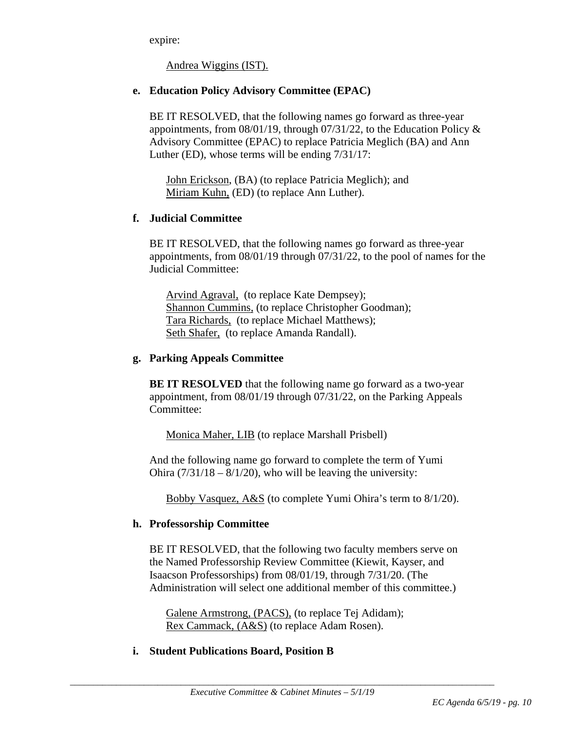expire:

Andrea Wiggins (IST).

**e. Education Policy Advisory Committee (EPAC)**

BE IT RESOLVED, that the following names go forward as three-year appointments, from 08/01/19, through 07/31/22, to the Education Policy & Advisory Committee (EPAC) to replace Patricia Meglich (BA) and Ann Luther (ED), whose terms will be ending 7/31/17:

John Erickson, (BA) (to replace Patricia Meglich); and
Miriam Kuhn, (ED) (to replace Ann Luther).

**f. Judicial Committee**

BE IT RESOLVED, that the following names go forward as three-year appointments, from 08/01/19 through 07/31/22, to the pool of names for the Judicial Committee:

Arvind Agraval, (to replace Kate Dempsey);
Shannon Cummins, (to replace Christopher Goodman);
Tara Richards, (to replace Michael Matthews);
Seth Shafer, (to replace Amanda Randall).

**g. Parking Appeals Committee**

**BE IT RESOLVED** that the following name go forward as a two-year appointment, from 08/01/19 through 07/31/22, on the Parking Appeals Committee:

Monica Maher, LIB (to replace Marshall Prisbell)

And the following name go forward to complete the term of Yumi Ohira (7/31/18 – 8/1/20), who will be leaving the university:

Bobby Vasquez, A&S (to complete Yumi Ohira's term to 8/1/20).

**h. Professorship Committee**

BE IT RESOLVED, that the following two faculty members serve on the Named Professorship Review Committee (Kiewit, Kayser, and Isaacson Professorships) from 08/01/19, through 7/31/20. (The Administration will select one additional member of this committee.)

Galene Armstrong, (PACS), (to replace Tej Adidam);
Rex Cammack, (A&S) (to replace Adam Rosen).

**i. Student Publications Board, Position B**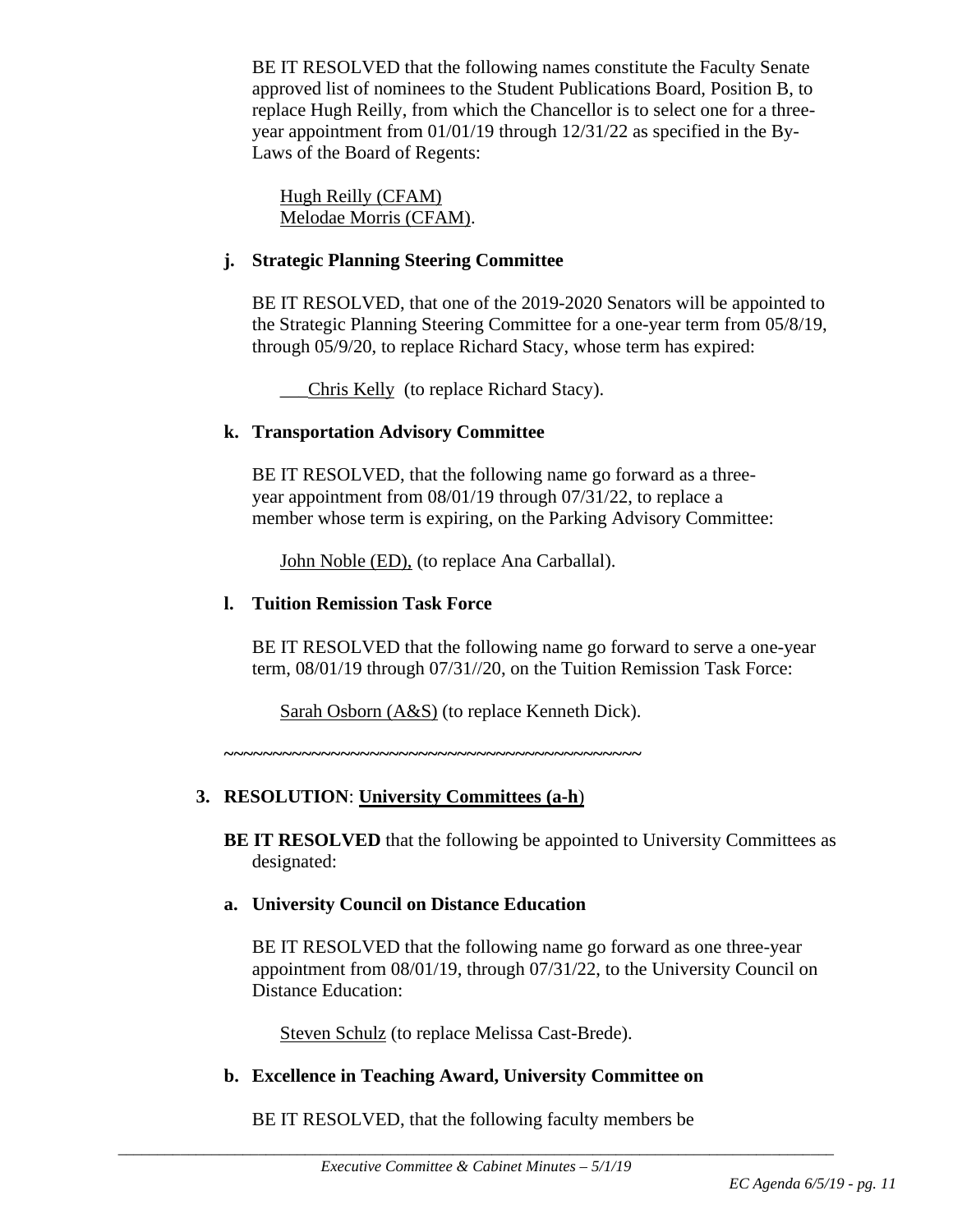BE IT RESOLVED that the following names constitute the Faculty Senate approved list of nominees to the Student Publications Board, Position B, to replace Hugh Reilly, from which the Chancellor is to select one for a three-year appointment from 01/01/19 through 12/31/22 as specified in the By-Laws of the Board of Regents:

Hugh Reilly (CFAM)
Melodae Morris (CFAM).

**j. Strategic Planning Steering Committee**

BE IT RESOLVED, that one of the 2019-2020 Senators will be appointed to the Strategic Planning Steering Committee for a one-year term from 05/8/19, through 05/9/20, to replace Richard Stacy, whose term has expired:

___Chris Kelly (to replace Richard Stacy).

**k. Transportation Advisory Committee**

BE IT RESOLVED, that the following name go forward as a three-year appointment from 08/01/19 through 07/31/22, to replace a member whose term is expiring, on the Parking Advisory Committee:

John Noble (ED), (to replace Ana Carballal).

**l. Tuition Remission Task Force**

BE IT RESOLVED that the following name go forward to serve a one-year term, 08/01/19 through 07/31//20, on the Tuition Remission Task Force:

Sarah Osborn (A&S) (to replace Kenneth Dick).

~~~~~~~~~~~~~~~~~~~~~~~~~~~~~~~~~~~~~~~~~~~~

**3. RESOLUTION**: **University Committees (a-h)**

**BE IT RESOLVED** that the following be appointed to University Committees as designated:

**a. University Council on Distance Education**

BE IT RESOLVED that the following name go forward as one three-year appointment from 08/01/19, through 07/31/22, to the University Council on Distance Education:

Steven Schulz (to replace Melissa Cast-Brede).

**b. Excellence in Teaching Award, University Committee on**

BE IT RESOLVED, that the following faculty members be

*Executive Committee & Cabinet Minutes – 5/1/19*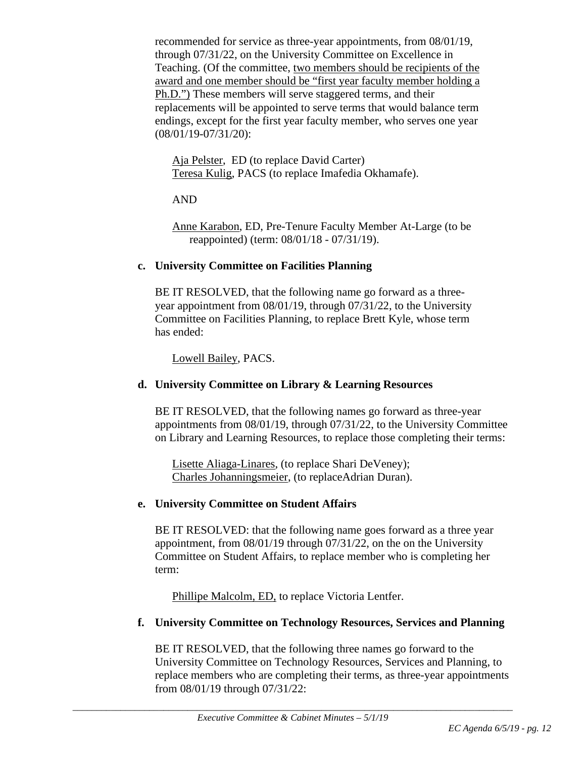recommended for service as three-year appointments, from 08/01/19, through 07/31/22, on the University Committee on Excellence in Teaching. (Of the committee, two members should be recipients of the award and one member should be "first year faculty member holding a Ph.D.") These members will serve staggered terms, and their replacements will be appointed to serve terms that would balance term endings, except for the first year faculty member, who serves one year (08/01/19-07/31/20):

> Aja Pelster, ED (to replace David Carter)
> Teresa Kulig, PACS (to replace Imafedia Okhamafe).
>
> AND
>
> Anne Karabon, ED, Pre-Tenure Faculty Member At-Large (to be reappointed) (term: 08/01/18 - 07/31/19).

**c. University Committee on Facilities Planning**

BE IT RESOLVED, that the following name go forward as a three-year appointment from 08/01/19, through 07/31/22, to the University Committee on Facilities Planning, to replace Brett Kyle, whose term has ended:

> Lowell Bailey, PACS.

**d. University Committee on Library & Learning Resources**

BE IT RESOLVED, that the following names go forward as three-year appointments from 08/01/19, through 07/31/22, to the University Committee on Library and Learning Resources, to replace those completing their terms:

> Lisette Aliaga-Linares, (to replace Shari DeVeney);
> Charles Johanningsmeier, (to replaceAdrian Duran).

**e. University Committee on Student Affairs**

BE IT RESOLVED: that the following name goes forward as a three year appointment, from 08/01/19 through 07/31/22, on the on the University Committee on Student Affairs, to replace member who is completing her term:

> Phillipe Malcolm, ED, to replace Victoria Lentfer.

**f. University Committee on Technology Resources, Services and Planning**

BE IT RESOLVED, that the following three names go forward to the University Committee on Technology Resources, Services and Planning, to replace members who are completing their terms, as three-year appointments from 08/01/19 through 07/31/22: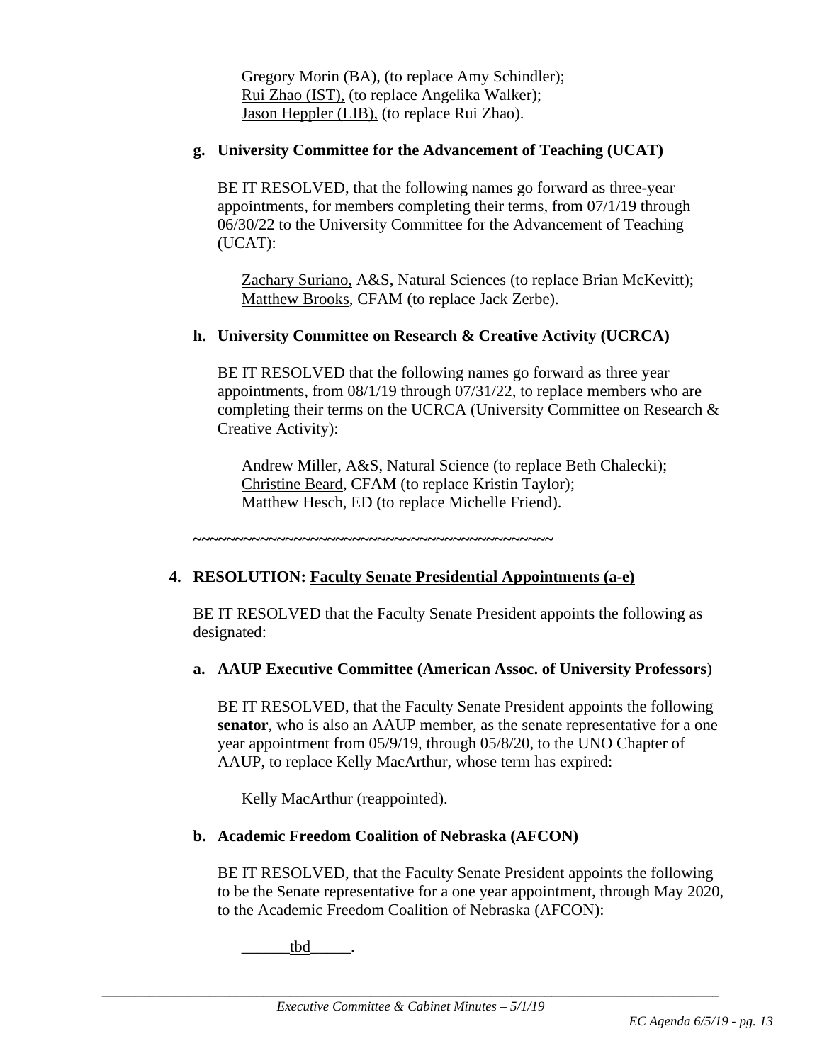Gregory Morin (BA), (to replace Amy Schindler);
Rui Zhao (IST), (to replace Angelika Walker);
Jason Heppler (LIB), (to replace Rui Zhao).

**g. University Committee for the Advancement of Teaching (UCAT)**

BE IT RESOLVED, that the following names go forward as three-year appointments, for members completing their terms, from 07/1/19 through 06/30/22 to the University Committee for the Advancement of Teaching (UCAT):

Zachary Suriano, A&S, Natural Sciences (to replace Brian McKevitt);
Matthew Brooks, CFAM (to replace Jack Zerbe).

**h. University Committee on Research & Creative Activity (UCRCA)**

BE IT RESOLVED that the following names go forward as three year appointments, from 08/1/19 through 07/31/22, to replace members who are completing their terms on the UCRCA (University Committee on Research & Creative Activity):

Andrew Miller, A&S, Natural Science (to replace Beth Chalecki);
Christine Beard, CFAM (to replace Kristin Taylor);
Matthew Hesch, ED (to replace Michelle Friend).

~~~~~~~~~~~~~~~~~~~~~~~~~~~~~~~~~~~~~~~~~~~~~

**4. RESOLUTION: Faculty Senate Presidential Appointments (a-e)**

BE IT RESOLVED that the Faculty Senate President appoints the following as designated:

**a. AAUP Executive Committee (American Assoc. of University Professors)**

BE IT RESOLVED, that the Faculty Senate President appoints the following **senator**, who is also an AAUP member, as the senate representative for a one year appointment from 05/9/19, through 05/8/20, to the UNO Chapter of AAUP, to replace Kelly MacArthur, whose term has expired:

Kelly MacArthur (reappointed).

**b. Academic Freedom Coalition of Nebraska (AFCON)**

BE IT RESOLVED, that the Faculty Senate President appoints the following to be the Senate representative for a one year appointment, through May 2020, to the Academic Freedom Coalition of Nebraska (AFCON):

______tbd_____.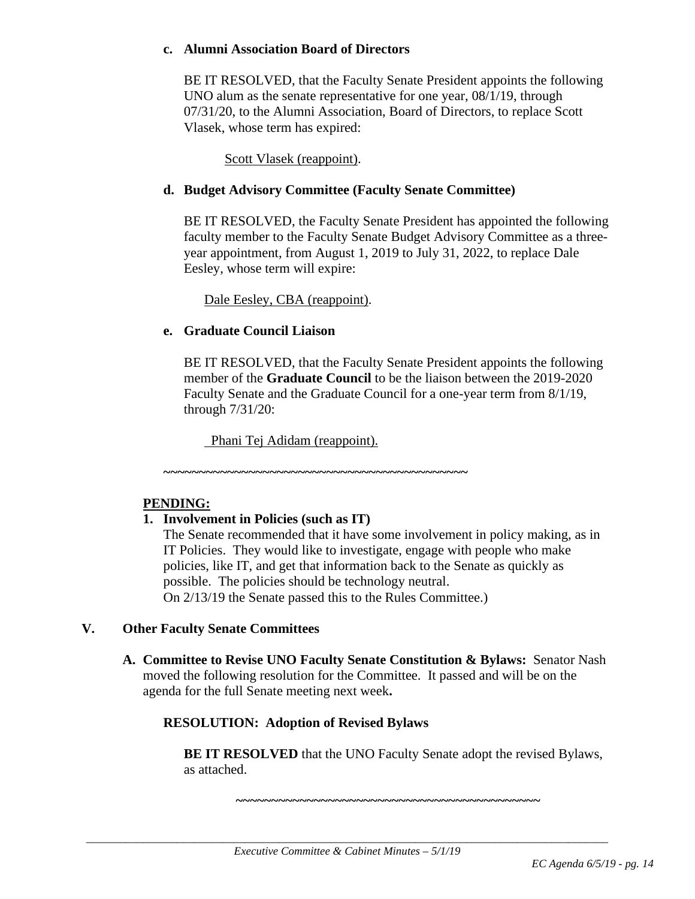**c. Alumni Association Board of Directors**

BE IT RESOLVED, that the Faculty Senate President appoints the following UNO alum as the senate representative for one year, 08/1/19, through 07/31/20, to the Alumni Association, Board of Directors, to replace Scott Vlasek, whose term has expired:

Scott Vlasek (reappoint).

**d. Budget Advisory Committee (Faculty Senate Committee)**

BE IT RESOLVED, the Faculty Senate President has appointed the following faculty member to the Faculty Senate Budget Advisory Committee as a three-year appointment, from August 1, 2019 to July 31, 2022, to replace Dale Eesley, whose term will expire:

Dale Eesley, CBA (reappoint).

**e. Graduate Council Liaison**

BE IT RESOLVED, that the Faculty Senate President appoints the following member of the **Graduate Council** to be the liaison between the 2019-2020 Faculty Senate and the Graduate Council for a one-year term from 8/1/19, through 7/31/20:

Phani Tej Adidam (reappoint).

~~~~~~~~~~~~~~~~~~~~~~~~~~~~~~~~~~~~~~~~~~~~~

**PENDING:**

**1. Involvement in Policies (such as IT)**
The Senate recommended that it have some involvement in policy making, as in IT Policies. They would like to investigate, engage with people who make policies, like IT, and get that information back to the Senate as quickly as possible. The policies should be technology neutral.
On 2/13/19 the Senate passed this to the Rules Committee.)

## V. Other Faculty Senate Committees

**A. Committee to Revise UNO Faculty Senate Constitution & Bylaws:** Senator Nash moved the following resolution for the Committee. It passed and will be on the agenda for the full Senate meeting next week**.**

**RESOLUTION: Adoption of Revised Bylaws**

**BE IT RESOLVED** that the UNO Faculty Senate adopt the revised Bylaws, as attached.

~~~~~~~~~~~~~~~~~~~~~~~~~~~~~~~~~~~~~~~~~~~~~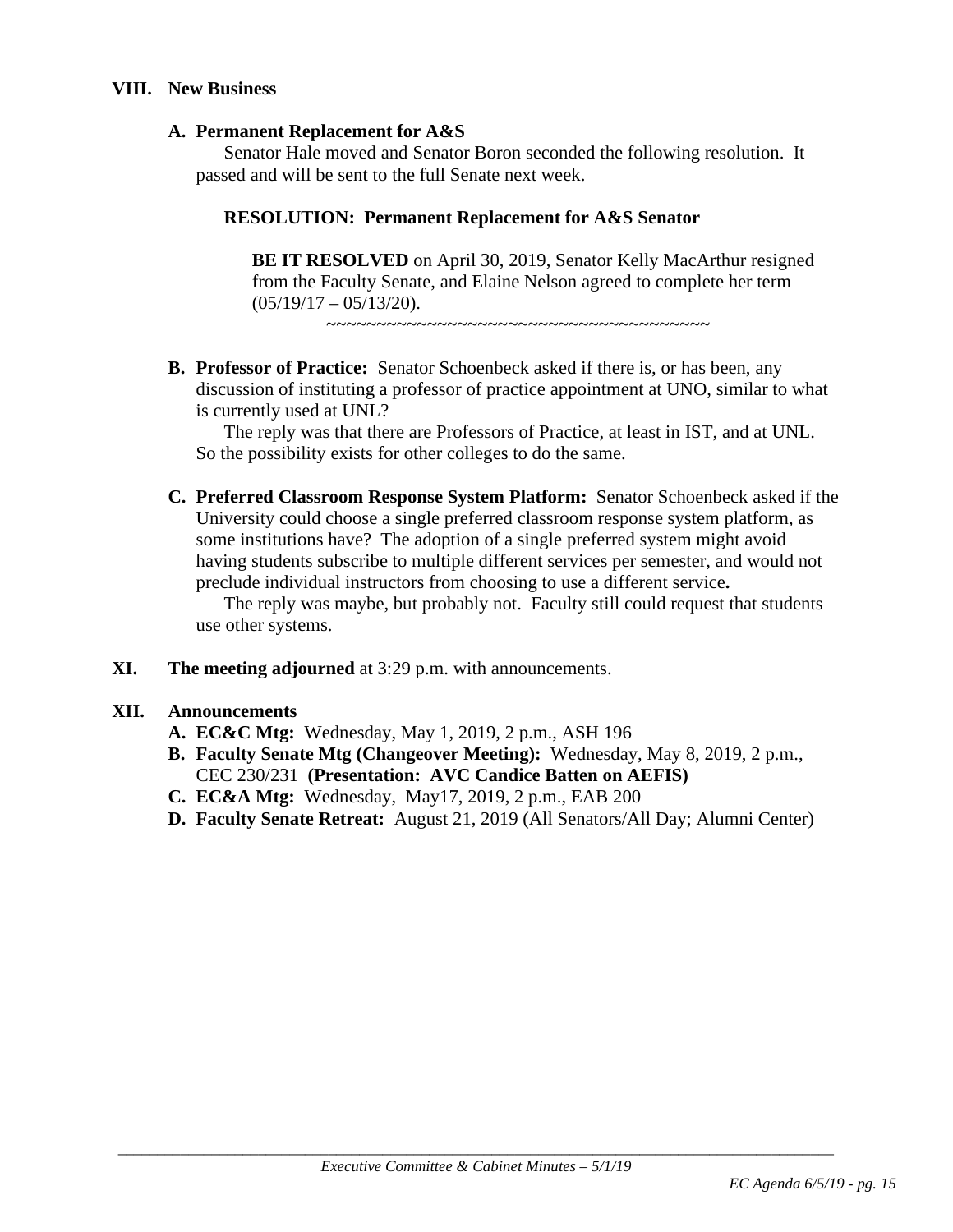## VIII. New Business

### A. Permanent Replacement for A&S

Senator Hale moved and Senator Boron seconded the following resolution. It passed and will be sent to the full Senate next week.

**RESOLUTION: Permanent Replacement for A&S Senator**

**BE IT RESOLVED** on April 30, 2019, Senator Kelly MacArthur resigned from the Faculty Senate, and Elaine Nelson agreed to complete her term (05/19/17 – 05/13/20).

~~~~~~~~~~~~~~~~~~~~~~~~~~~~~~~~~~~~~~~~

**B. Professor of Practice:** Senator Schoenbeck asked if there is, or has been, any discussion of instituting a professor of practice appointment at UNO, similar to what is currently used at UNL?

The reply was that there are Professors of Practice, at least in IST, and at UNL. So the possibility exists for other colleges to do the same.

**C. Preferred Classroom Response System Platform:** Senator Schoenbeck asked if the University could choose a single preferred classroom response system platform, as some institutions have? The adoption of a single preferred system might avoid having students subscribe to multiple different services per semester, and would not preclude individual instructors from choosing to use a different service**.**

The reply was maybe, but probably not. Faculty still could request that students use other systems.

## XI. **The meeting adjourned** at 3:29 p.m. with announcements.

## XII. Announcements

- **A. EC&C Mtg:** Wednesday, May 1, 2019, 2 p.m., ASH 196
- **B. Faculty Senate Mtg (Changeover Meeting):** Wednesday, May 8, 2019, 2 p.m., CEC 230/231 **(Presentation: AVC Candice Batten on AEFIS)**
- **C. EC&A Mtg:** Wednesday, May17, 2019, 2 p.m., EAB 200
- **D. Faculty Senate Retreat:** August 21, 2019 (All Senators/All Day; Alumni Center)